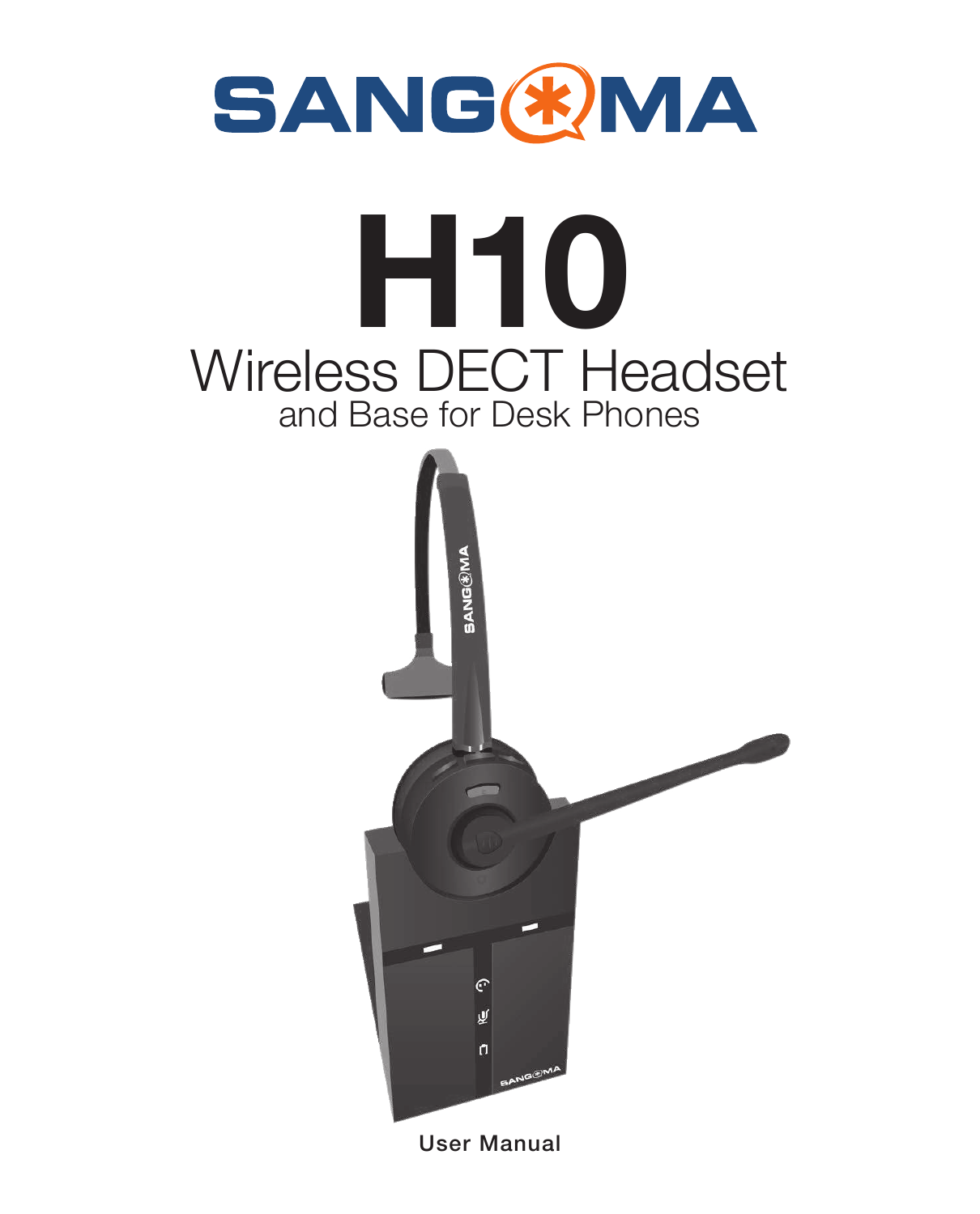SANGOMA

# H10

## Wireless DECT Headset

and Base for Desk Phones

User Manual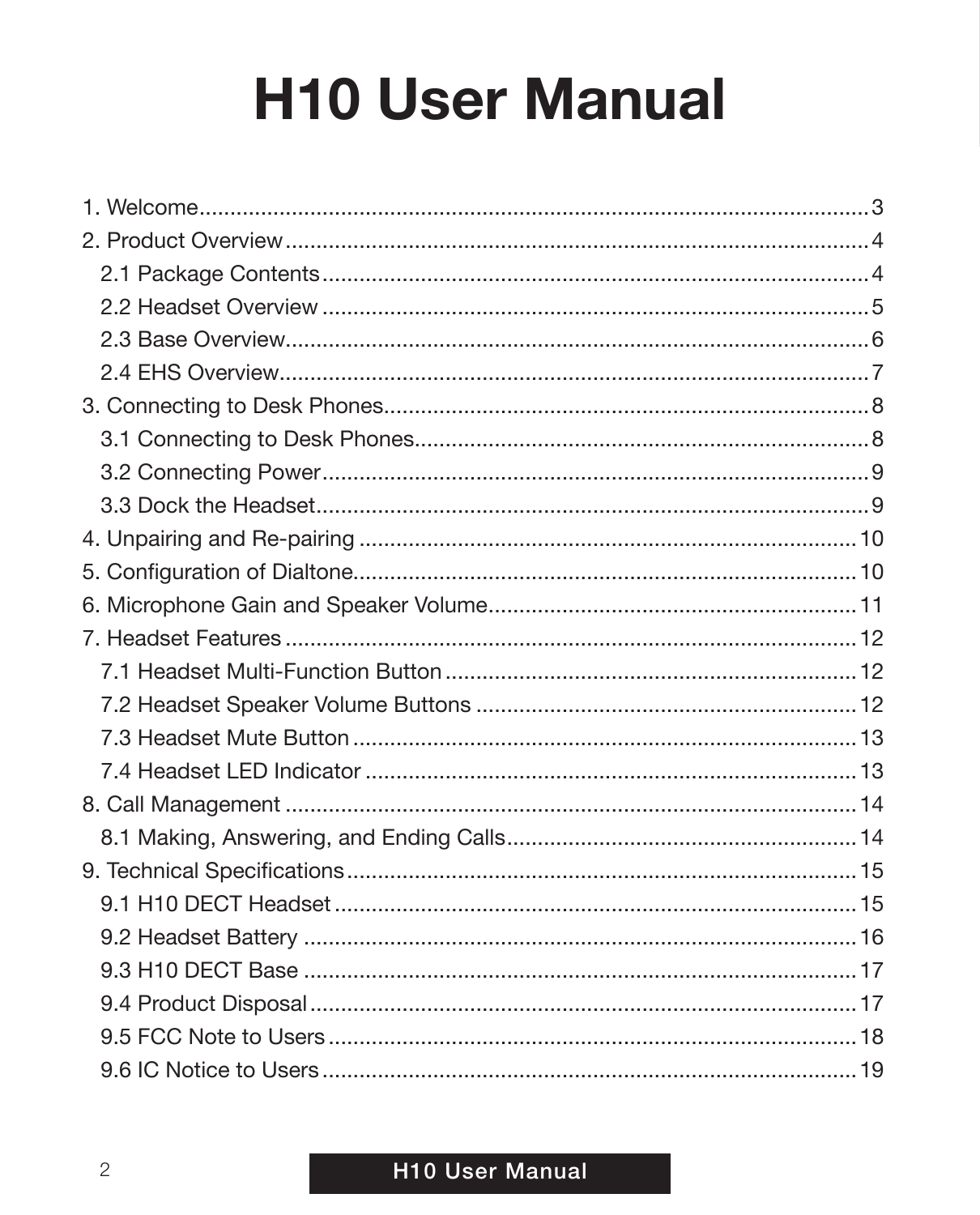# H10 User Manual

1. Welcome .................................................. 3
2. Product Overview .................................................. 4
   - 2.1 Package Contents .................................................. 4
   - 2.2 Headset Overview .................................................. 5
   - 2.3 Base Overview .................................................. 6
   - 2.4 EHS Overview .................................................. 7
3. Connecting to Desk Phones .................................................. 8
   - 3.1 Connecting to Desk Phones .................................................. 8
   - 3.2 Connecting Power .................................................. 9
   - 3.3 Dock the Headset .................................................. 9
4. Unpairing and Re-pairing .................................................. 10
5. Configuration of Dialtone .................................................. 10
6. Microphone Gain and Speaker Volume .................................................. 11
7. Headset Features .................................................. 12
   - 7.1 Headset Multi-Function Button .................................................. 12
   - 7.2 Headset Speaker Volume Buttons .................................................. 12
   - 7.3 Headset Mute Button .................................................. 13
   - 7.4 Headset LED Indicator .................................................. 13
8. Call Management .................................................. 14
   - 8.1 Making, Answering, and Ending Calls .................................................. 14
9. Technical Specifications .................................................. 15
   - 9.1 H10 DECT Headset .................................................. 15
   - 9.2 Headset Battery .................................................. 16
   - 9.3 H10 DECT Base .................................................. 17
   - 9.4 Product Disposal .................................................. 17
   - 9.5 FCC Note to Users .................................................. 18
   - 9.6 IC Notice to Users .................................................. 19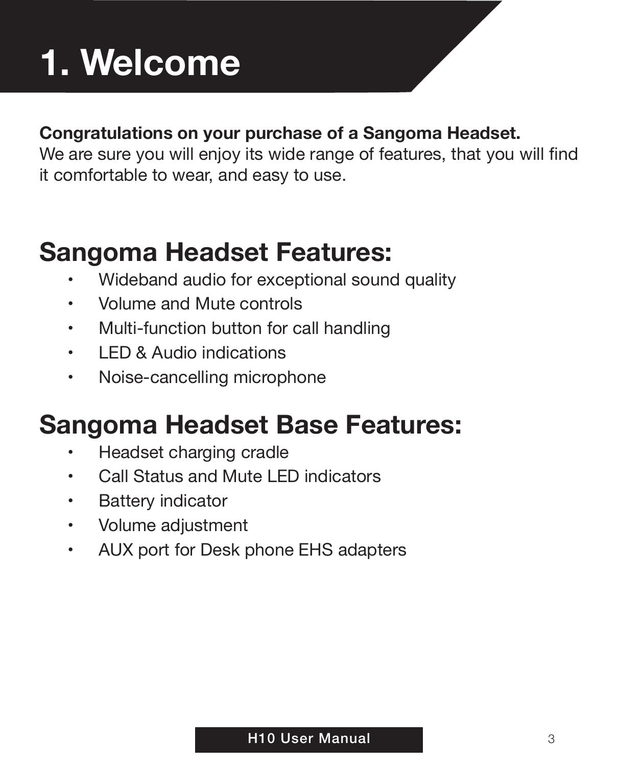# 1. Welcome

**Congratulations on your purchase of a Sangoma Headset.**
We are sure you will enjoy its wide range of features, that you will find it comfortable to wear, and easy to use.

## Sangoma Headset Features:

- Wideband audio for exceptional sound quality
- Volume and Mute controls
- Multi-function button for call handling
- LED & Audio indications
- Noise-cancelling microphone

## Sangoma Headset Base Features:

- Headset charging cradle
- Call Status and Mute LED indicators
- Battery indicator
- Volume adjustment
- AUX port for Desk phone EHS adapters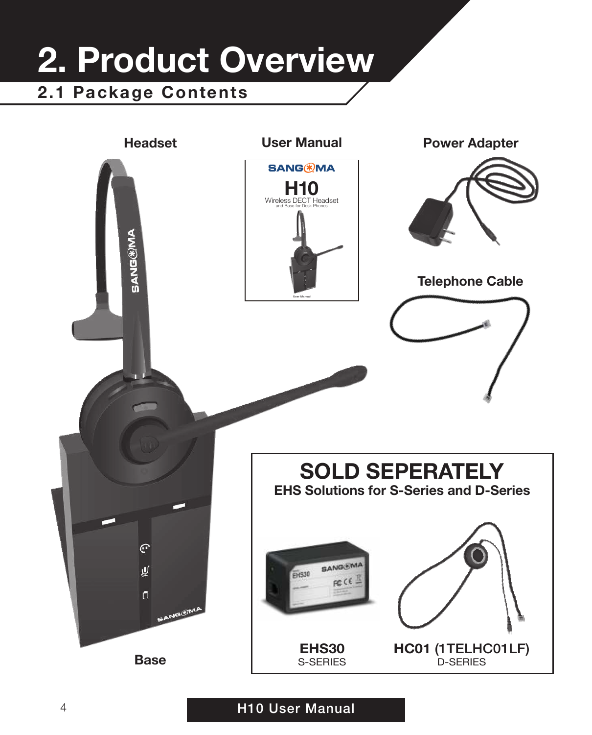# 2. Product Overview

## 2.1 Package Contents

**Headset**

**User Manual**

**Power Adapter**

**Telephone Cable**

**Base**

**SOLD SEPERATELY**

**EHS Solutions for S-Series and D-Series**

**EHS30**
S-SERIES

**HC01** (1TELHC01LF)
D-SERIES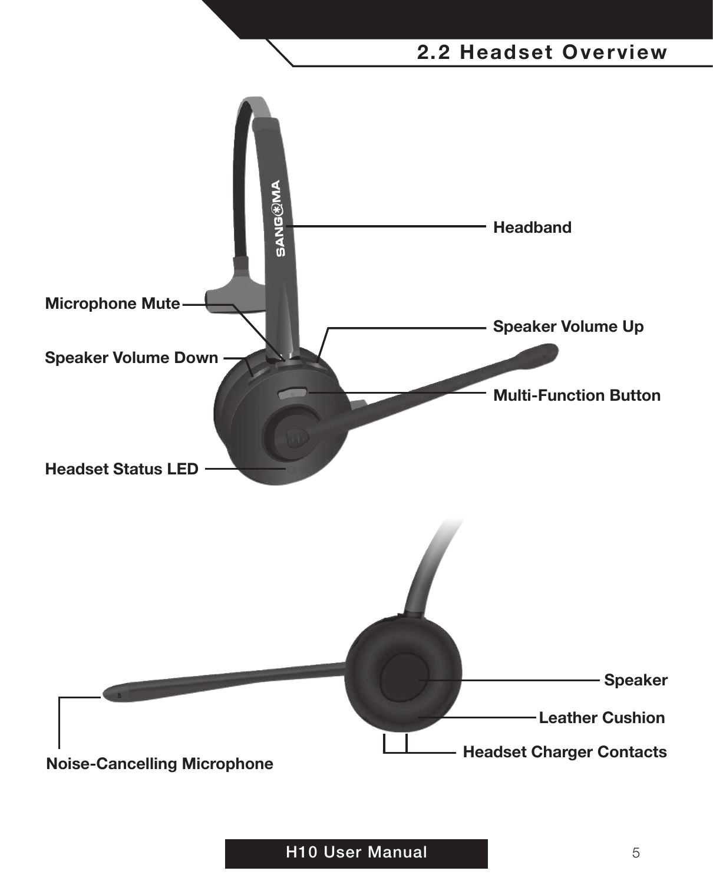## 2.2 Headset Overview

Headband

Microphone Mute

Speaker Volume Up

Speaker Volume Down

Multi-Function Button

Headset Status LED

Speaker

Leather Cushion

Headset Charger Contacts

Noise-Cancelling Microphone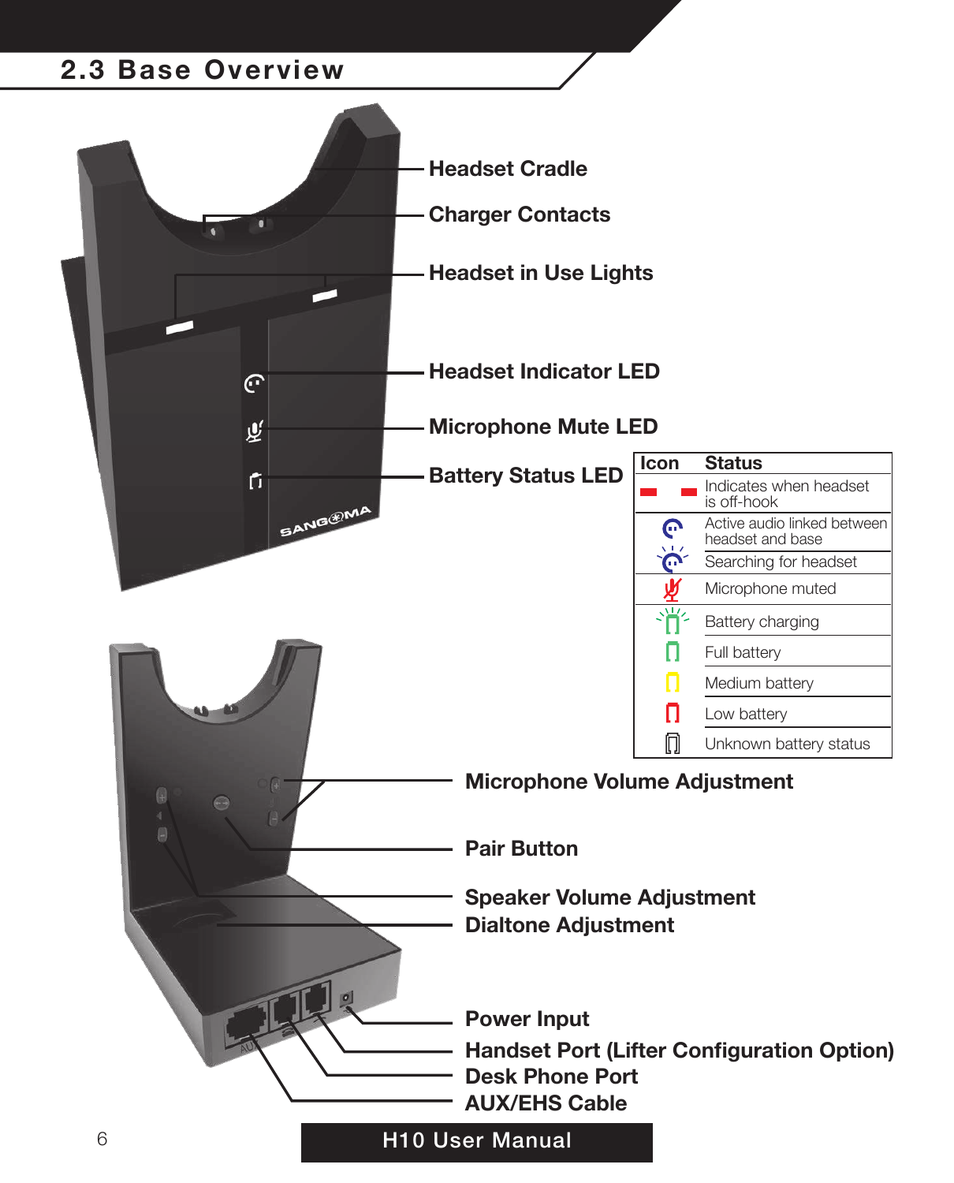## 2.3 Base Overview

**Headset Cradle**

**Charger Contacts**

**Headset in Use Lights**

**Headset Indicator LED**

**Microphone Mute LED**

**Battery Status LED**

| Icon | Status |
|---|---|
| (red lights) | Indicates when headset is off-hook |
| (headset icon) | Active audio linked between headset and base |
| (flashing headset icon) | Searching for headset |
| (red mic icon) | Microphone muted |
| (flashing green battery) | Battery charging |
| (green battery) | Full battery |
| (yellow battery) | Medium battery |
| (red battery) | Low battery |
| (outline battery) | Unknown battery status |

**Microphone Volume Adjustment**

**Pair Button**

**Speaker Volume Adjustment**

**Dialtone Adjustment**

**Power Input**

**Handset Port (Lifter Configuration Option)**

**Desk Phone Port**

**AUX/EHS Cable**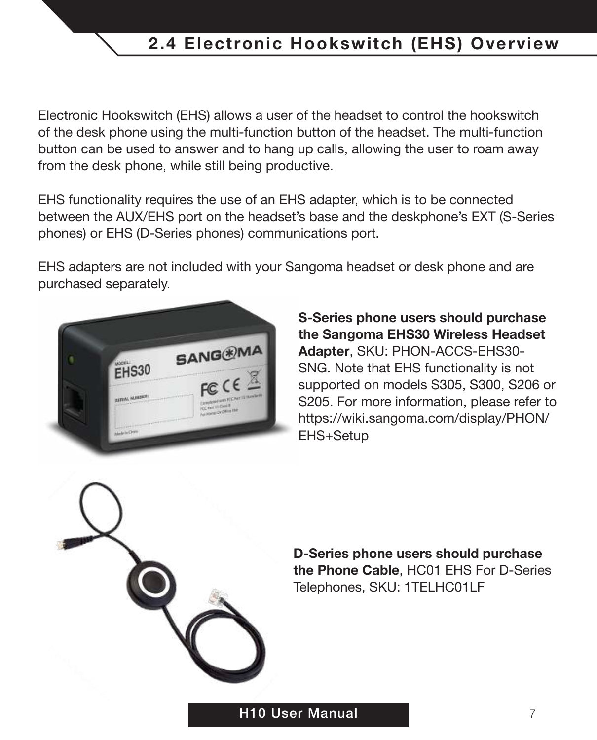## 2.4 Electronic Hookswitch (EHS) Overview

Electronic Hookswitch (EHS) allows a user of the headset to control the hookswitch of the desk phone using the multi-function button of the headset. The multi-function button can be used to answer and to hang up calls, allowing the user to roam away from the desk phone, while still being productive.

EHS functionality requires the use of an EHS adapter, which is to be connected between the AUX/EHS port on the headset's base and the deskphone's EXT (S-Series phones) or EHS (D-Series phones) communications port.

EHS adapters are not included with your Sangoma headset or desk phone and are purchased separately.

**S-Series phone users should purchase the Sangoma EHS30 Wireless Headset Adapter**, SKU: PHON-ACCS-EHS30-SNG. Note that EHS functionality is not supported on models S305, S300, S206 or S205. For more information, please refer to https://wiki.sangoma.com/display/PHON/EHS+Setup

**D-Series phone users should purchase the Phone Cable**, HC01 EHS For D-Series Telephones, SKU: 1TELHC01LF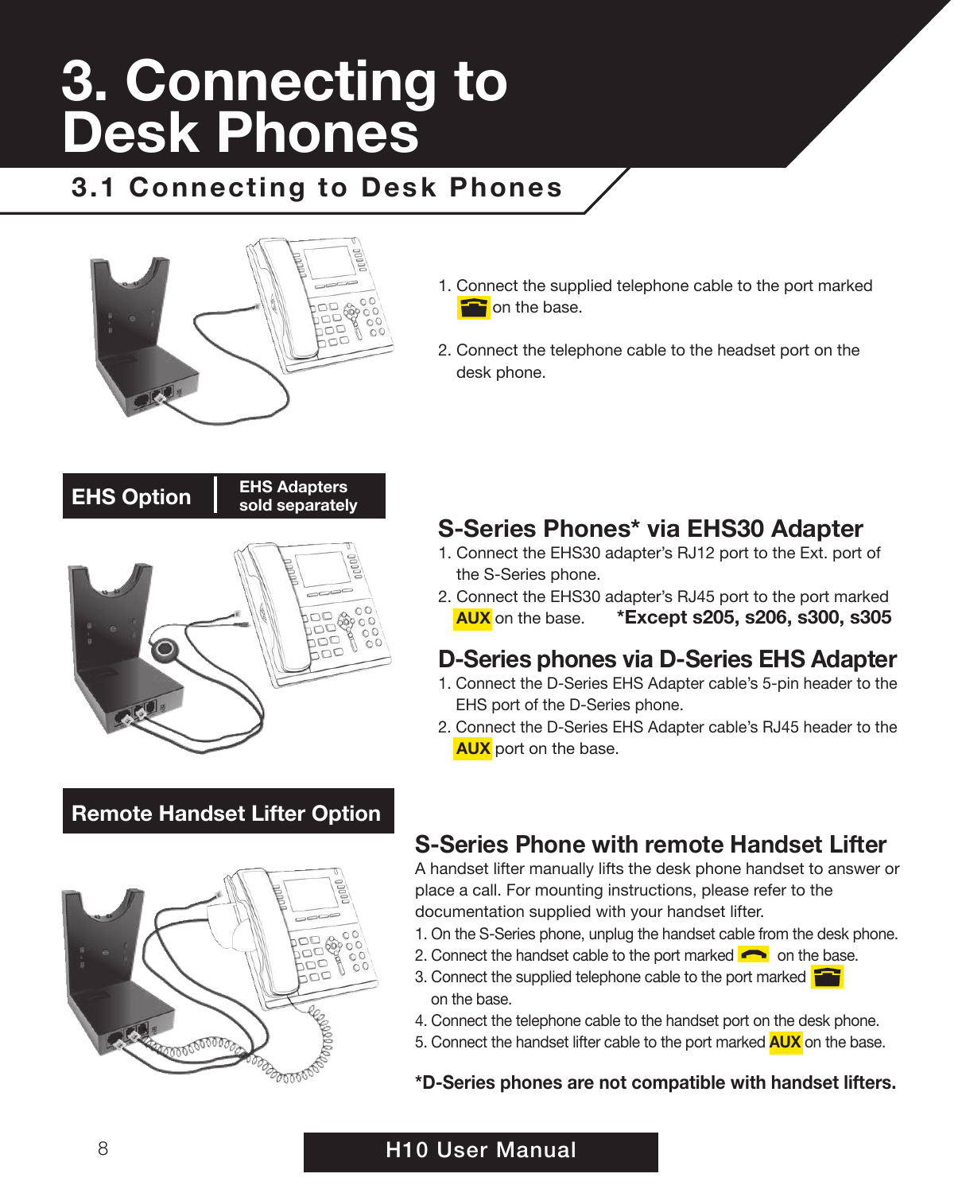# 3. Connecting to Desk Phones

## 3.1 Connecting to Desk Phones

1. Connect the supplied telephone cable to the port marked [phone icon] on the base.
2. Connect the telephone cable to the headset port on the desk phone.

**EHS Option** | **EHS Adapters sold separately**

### S-Series Phones* via EHS30 Adapter

1. Connect the EHS30 adapter's RJ12 port to the Ext. port of the S-Series phone.
2. Connect the EHS30 adapter's RJ45 port to the port marked **AUX** on the base.

**\*Except s205, s206, s300, s305**

### D-Series phones via D-Series EHS Adapter

1. Connect the D-Series EHS Adapter cable's 5-pin header to the EHS port of the D-Series phone.
2. Connect the D-Series EHS Adapter cable's RJ45 header to the **AUX** port on the base.

**Remote Handset Lifter Option**

### S-Series Phone with remote Handset Lifter

A handset lifter manually lifts the desk phone handset to answer or place a call. For mounting instructions, please refer to the documentation supplied with your handset lifter.

1. On the S-Series phone, unplug the handset cable from the desk phone.
2. Connect the handset cable to the port marked [handset icon] on the base.
3. Connect the supplied telephone cable to the port marked [phone icon] on the base.
4. Connect the telephone cable to the handset port on the desk phone.
5. Connect the handset lifter cable to the port marked **AUX** on the base.

**\*D-Series phones are not compatible with handset lifters.**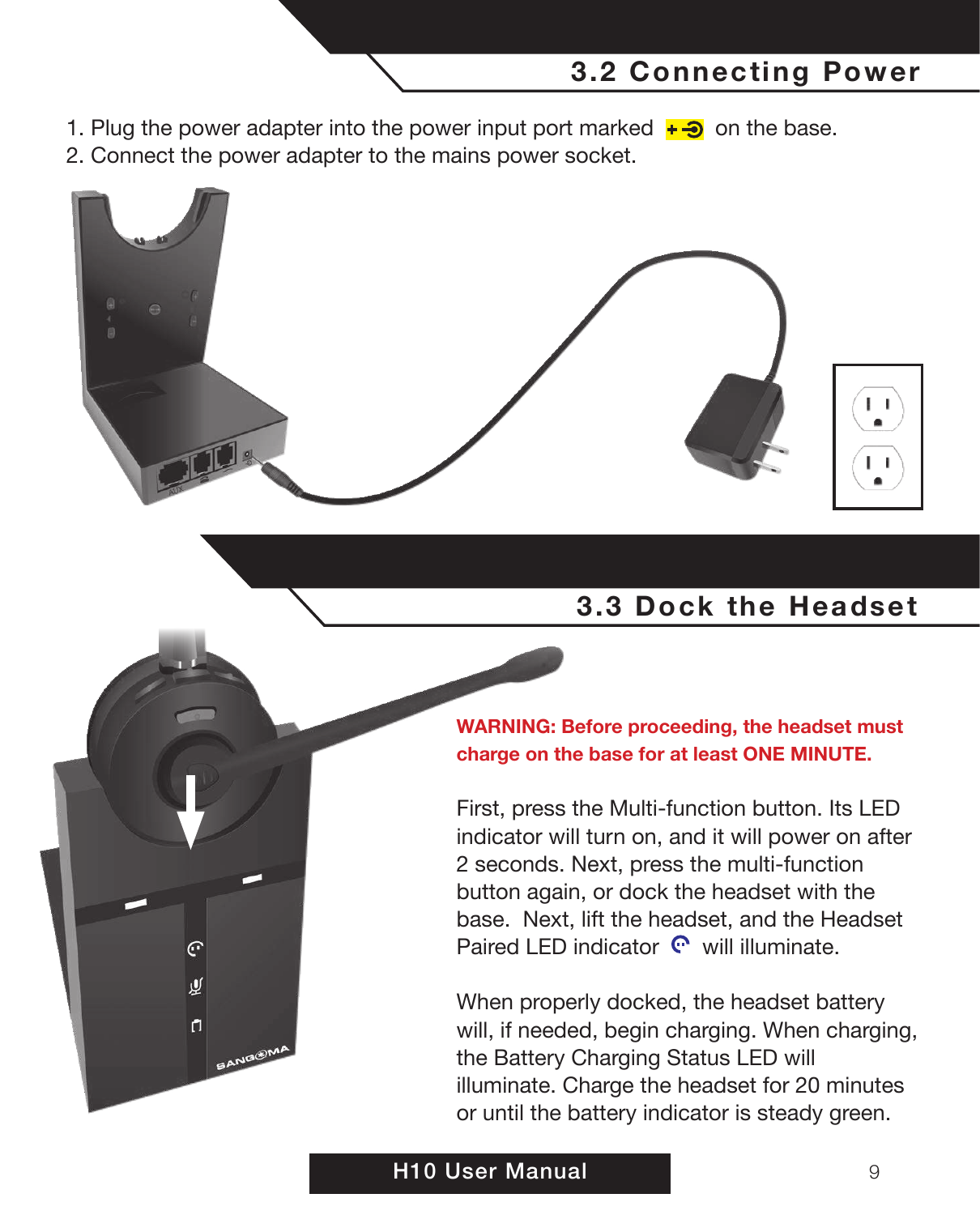## 3.2 Connecting Power

1. Plug the power adapter into the power input port marked +⊖ on the base.
2. Connect the power adapter to the mains power socket.

## 3.3 Dock the Headset

**WARNING: Before proceeding, the headset must charge on the base for at least ONE MINUTE.**

First, press the Multi-function button. Its LED indicator will turn on, and it will power on after 2 seconds. Next, press the multi-function button again, or dock the headset with the base. Next, lift the headset, and the Headset Paired LED indicator will illuminate.

When properly docked, the headset battery will, if needed, begin charging. When charging, the Battery Charging Status LED will illuminate. Charge the headset for 20 minutes or until the battery indicator is steady green.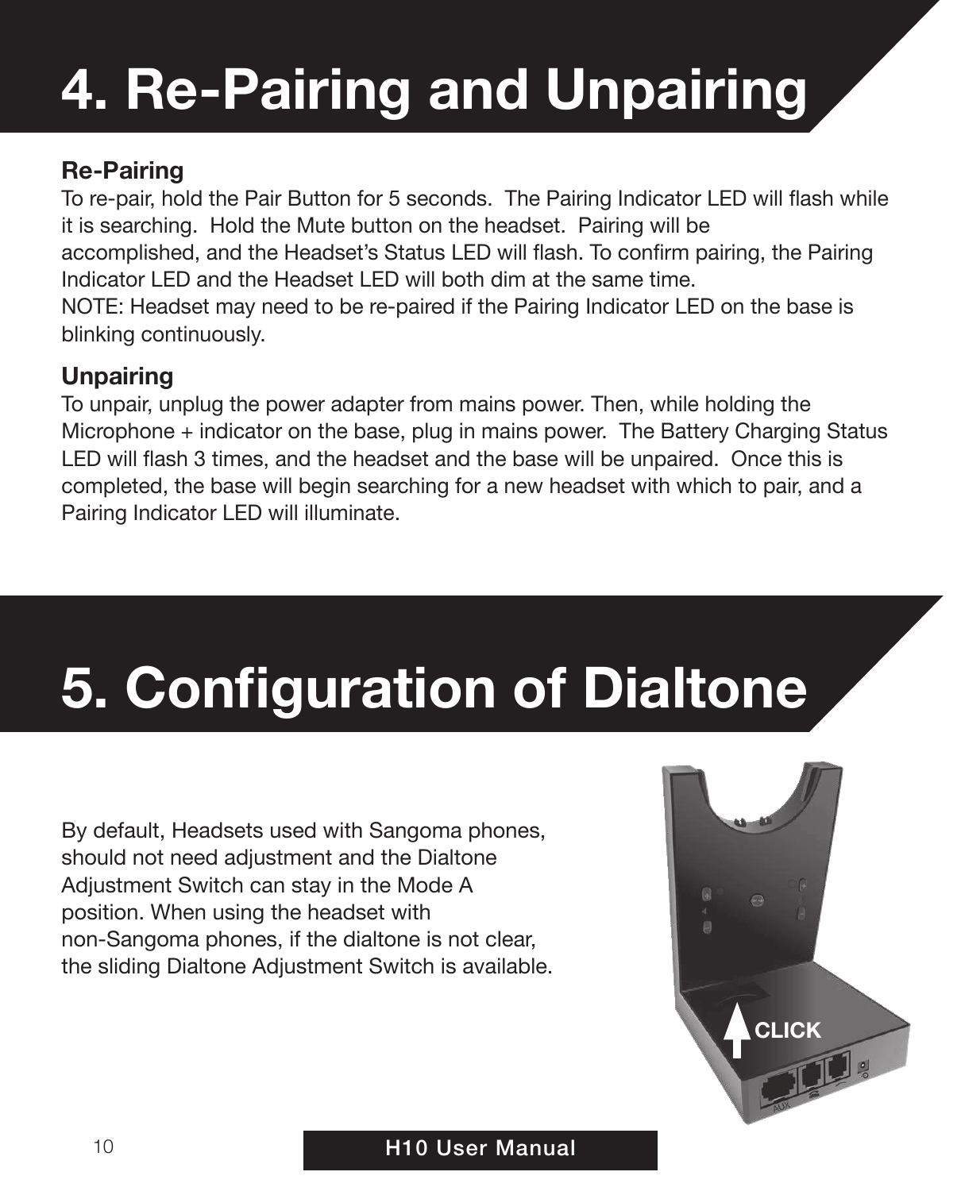# 4. Re-Pairing and Unpairing

### Re-Pairing

To re-pair, hold the Pair Button for 5 seconds. The Pairing Indicator LED will flash while it is searching. Hold the Mute button on the headset. Pairing will be accomplished, and the Headset's Status LED will flash. To confirm pairing, the Pairing Indicator LED and the Headset LED will both dim at the same time.
NOTE: Headset may need to be re-paired if the Pairing Indicator LED on the base is blinking continuously.

### Unpairing

To unpair, unplug the power adapter from mains power. Then, while holding the Microphone + indicator on the base, plug in mains power. The Battery Charging Status LED will flash 3 times, and the headset and the base will be unpaired. Once this is completed, the base will begin searching for a new headset with which to pair, and a Pairing Indicator LED will illuminate.

# 5. Configuration of Dialtone

By default, Headsets used with Sangoma phones, should not need adjustment and the Dialtone Adjustment Switch can stay in the Mode A position. When using the headset with non-Sangoma phones, if the dialtone is not clear, the sliding Dialtone Adjustment Switch is available.

CLICK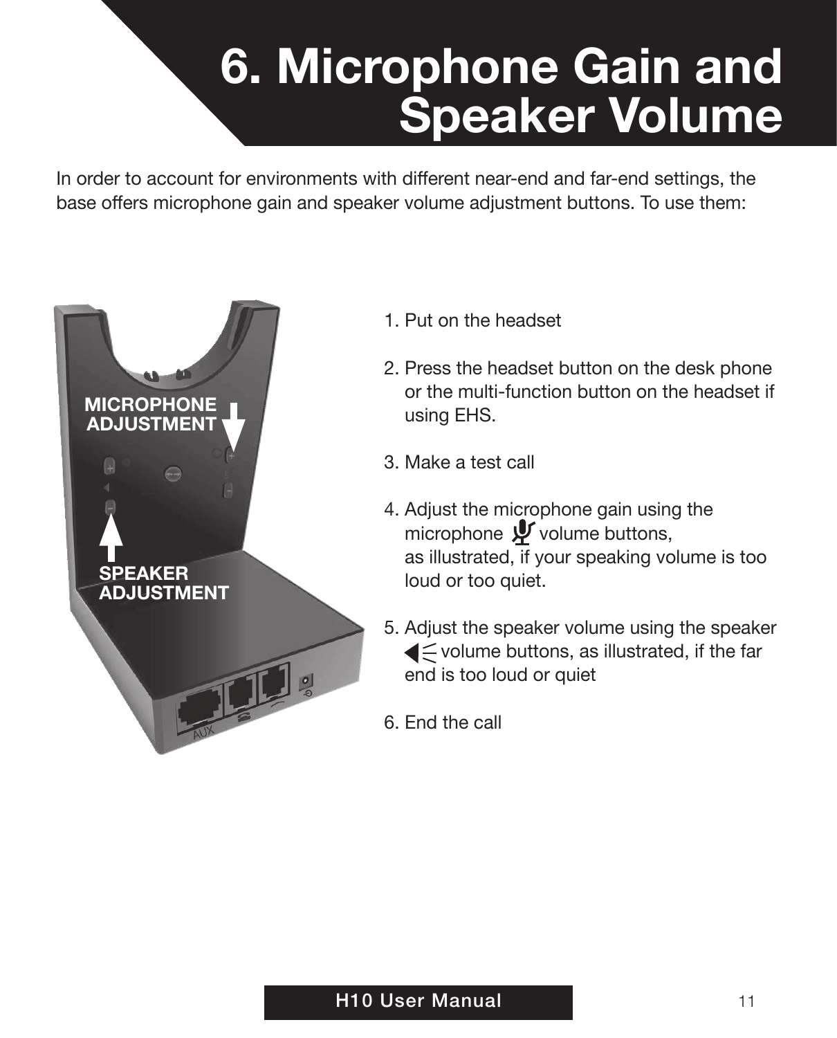# 6. Microphone Gain and Speaker Volume

In order to account for environments with different near-end and far-end settings, the base offers microphone gain and speaker volume adjustment buttons. To use them:

**MICROPHONE ADJUSTMENT**

**SPEAKER ADJUSTMENT**

1. Put on the headset
2. Press the headset button on the desk phone or the multi-function button on the headset if using EHS.
3. Make a test call
4. Adjust the microphone gain using the microphone volume buttons, as illustrated, if your speaking volume is too loud or too quiet.
5. Adjust the speaker volume using the speaker volume buttons, as illustrated, if the far end is too loud or quiet
6. End the call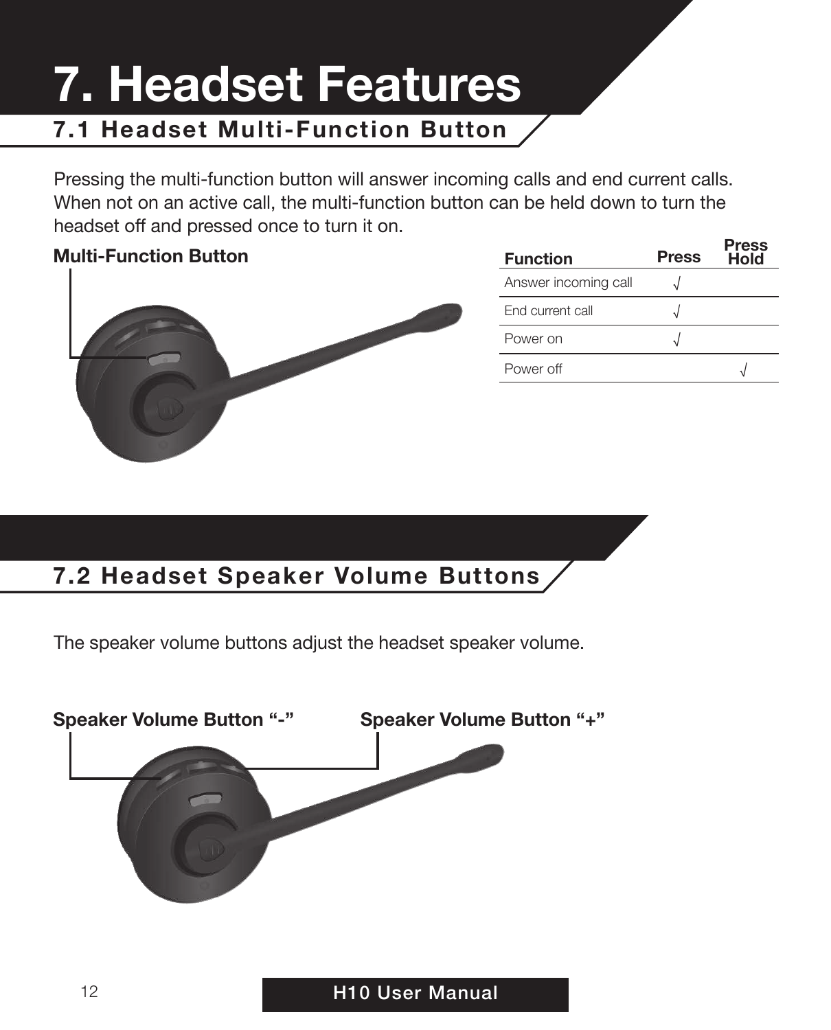# 7. Headset Features

## 7.1 Headset Multi-Function Button

Pressing the multi-function button will answer incoming calls and end current calls. When not on an active call, the multi-function button can be held down to turn the headset off and pressed once to turn it on.

**Multi-Function Button**

| Function | Press | Press Hold |
|---|---|---|
| Answer incoming call | √ | |
| End current call | √ | |
| Power on | √ | |
| Power off | | √ |

## 7.2 Headset Speaker Volume Buttons

The speaker volume buttons adjust the headset speaker volume.

**Speaker Volume Button "-"**

**Speaker Volume Button "+"**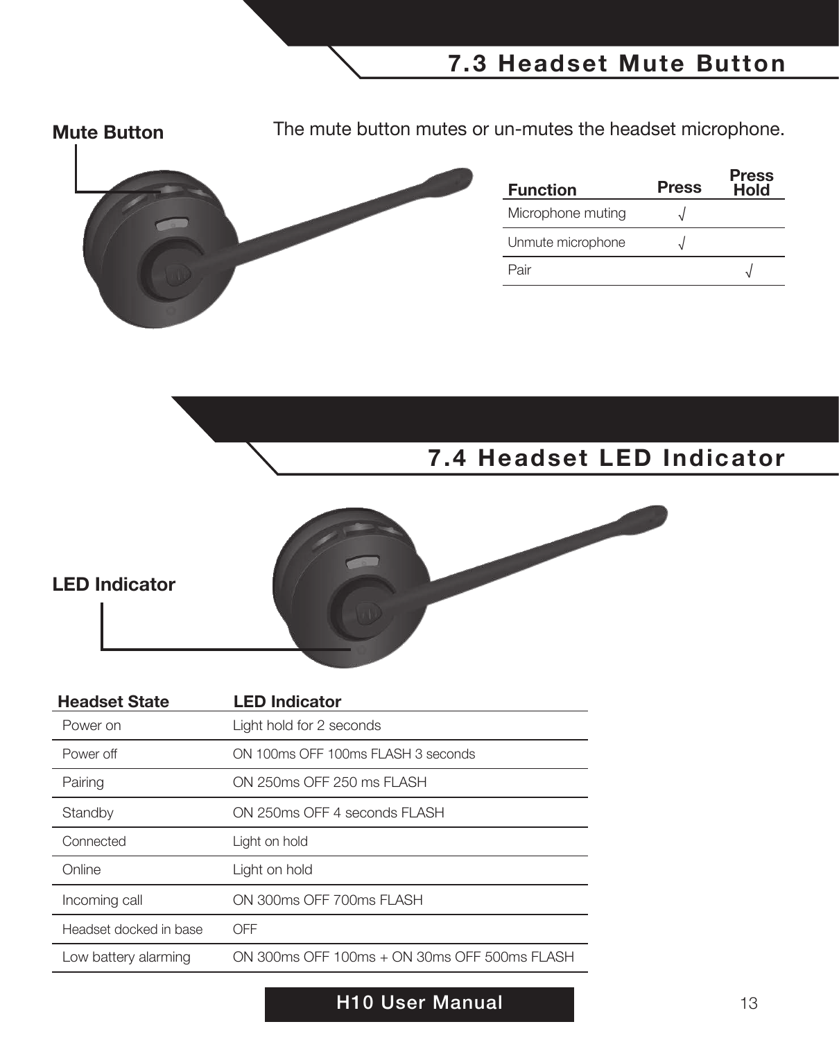## 7.3 Headset Mute Button

**Mute Button**

The mute button mutes or un-mutes the headset microphone.

| Function | Press | Press Hold |
|---|---|---|
| Microphone muting | √ | |
| Unmute microphone | √ | |
| Pair | | √ |

## 7.4 Headset LED Indicator

**LED Indicator**

| Headset State | LED Indicator |
|---|---|
| Power on | Light hold for 2 seconds |
| Power off | ON 100ms OFF 100ms FLASH 3 seconds |
| Pairing | ON 250ms OFF 250 ms FLASH |
| Standby | ON 250ms OFF 4 seconds FLASH |
| Connected | Light on hold |
| Online | Light on hold |
| Incoming call | ON 300ms OFF 700ms FLASH |
| Headset docked in base | OFF |
| Low battery alarming | ON 300ms OFF 100ms + ON 30ms OFF 500ms FLASH |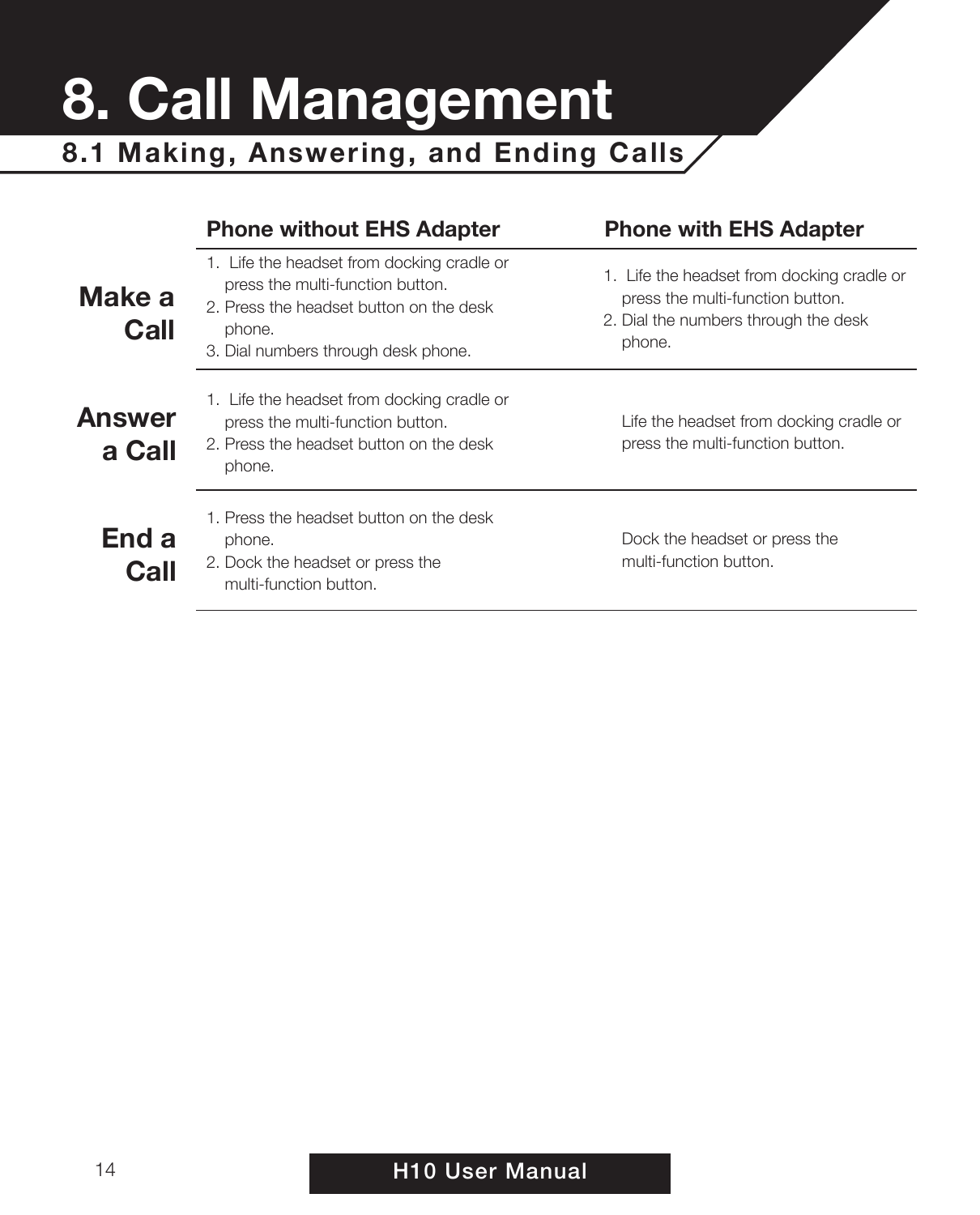# 8. Call Management

## 8.1 Making, Answering, and Ending Calls

| | Phone without EHS Adapter | Phone with EHS Adapter |
|---|---|---|
| **Make a Call** | 1. Life the headset from docking cradle or press the multi-function button.<br>2. Press the headset button on the desk phone.<br>3. Dial numbers through desk phone. | 1. Life the headset from docking cradle or press the multi-function button.<br>2. Dial the numbers through the desk phone. |
| **Answer a Call** | 1. Life the headset from docking cradle or press the multi-function button.<br>2. Press the headset button on the desk phone. | Life the headset from docking cradle or press the multi-function button. |
| **End a Call** | 1. Press the headset button on the desk phone.<br>2. Dock the headset or press the multi-function button. | Dock the headset or press the multi-function button. |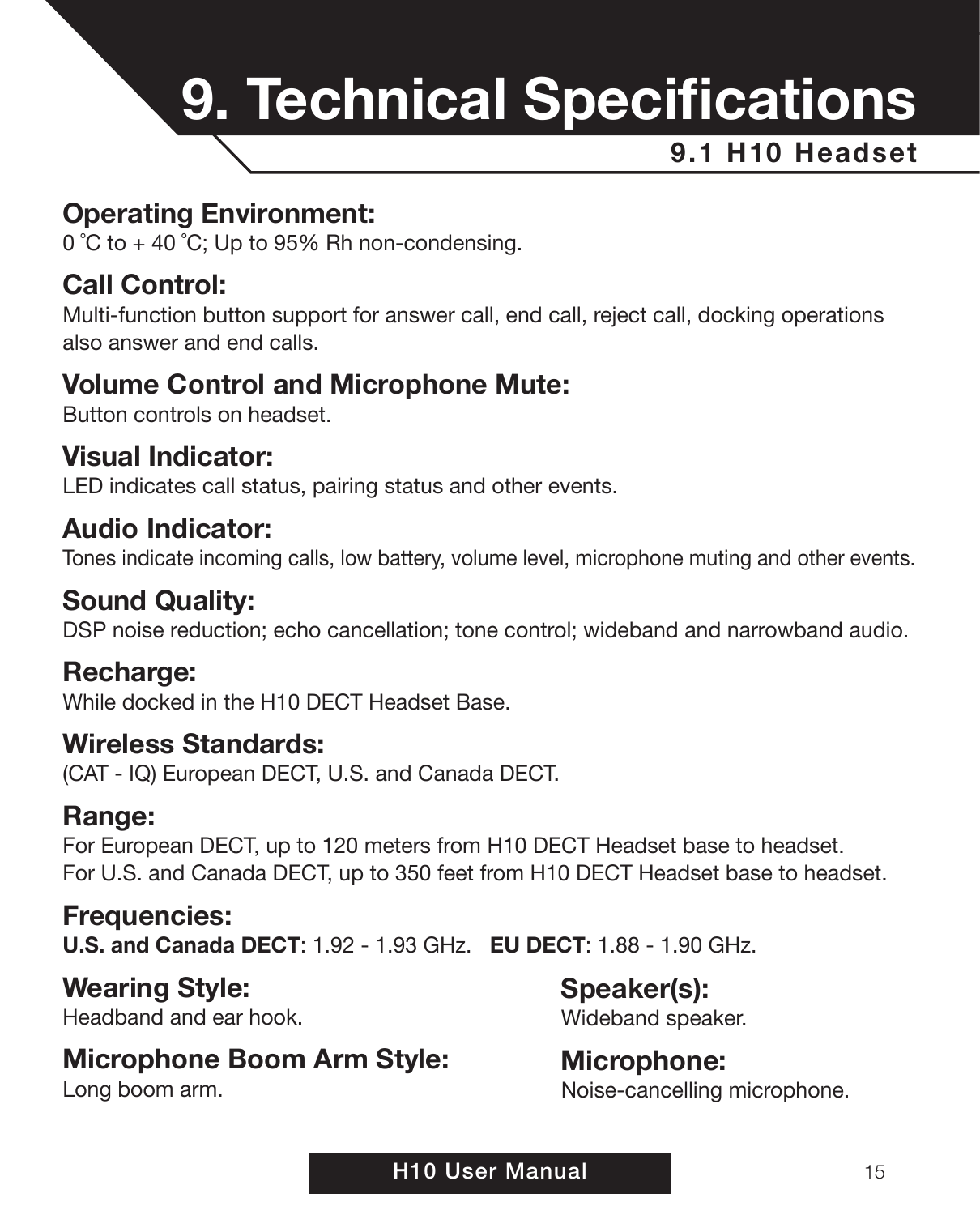# 9. Technical Specifications

## 9.1 H10 Headset

**Operating Environment:**
0 ˚C to + 40 ˚C; Up to 95% Rh non-condensing.

**Call Control:**
Multi-function button support for answer call, end call, reject call, docking operations also answer and end calls.

**Volume Control and Microphone Mute:**
Button controls on headset.

**Visual Indicator:**
LED indicates call status, pairing status and other events.

**Audio Indicator:**
Tones indicate incoming calls, low battery, volume level, microphone muting and other events.

**Sound Quality:**
DSP noise reduction; echo cancellation; tone control; wideband and narrowband audio.

**Recharge:**
While docked in the H10 DECT Headset Base.

**Wireless Standards:**
(CAT - IQ) European DECT, U.S. and Canada DECT.

**Range:**
For European DECT, up to 120 meters from H10 DECT Headset base to headset.
For U.S. and Canada DECT, up to 350 feet from H10 DECT Headset base to headset.

**Frequencies:**
**U.S. and Canada DECT**: 1.92 - 1.93 GHz. **EU DECT**: 1.88 - 1.90 GHz.

**Wearing Style:**
Headband and ear hook.

**Microphone Boom Arm Style:**
Long boom arm.

**Speaker(s):**
Wideband speaker.

**Microphone:**
Noise-cancelling microphone.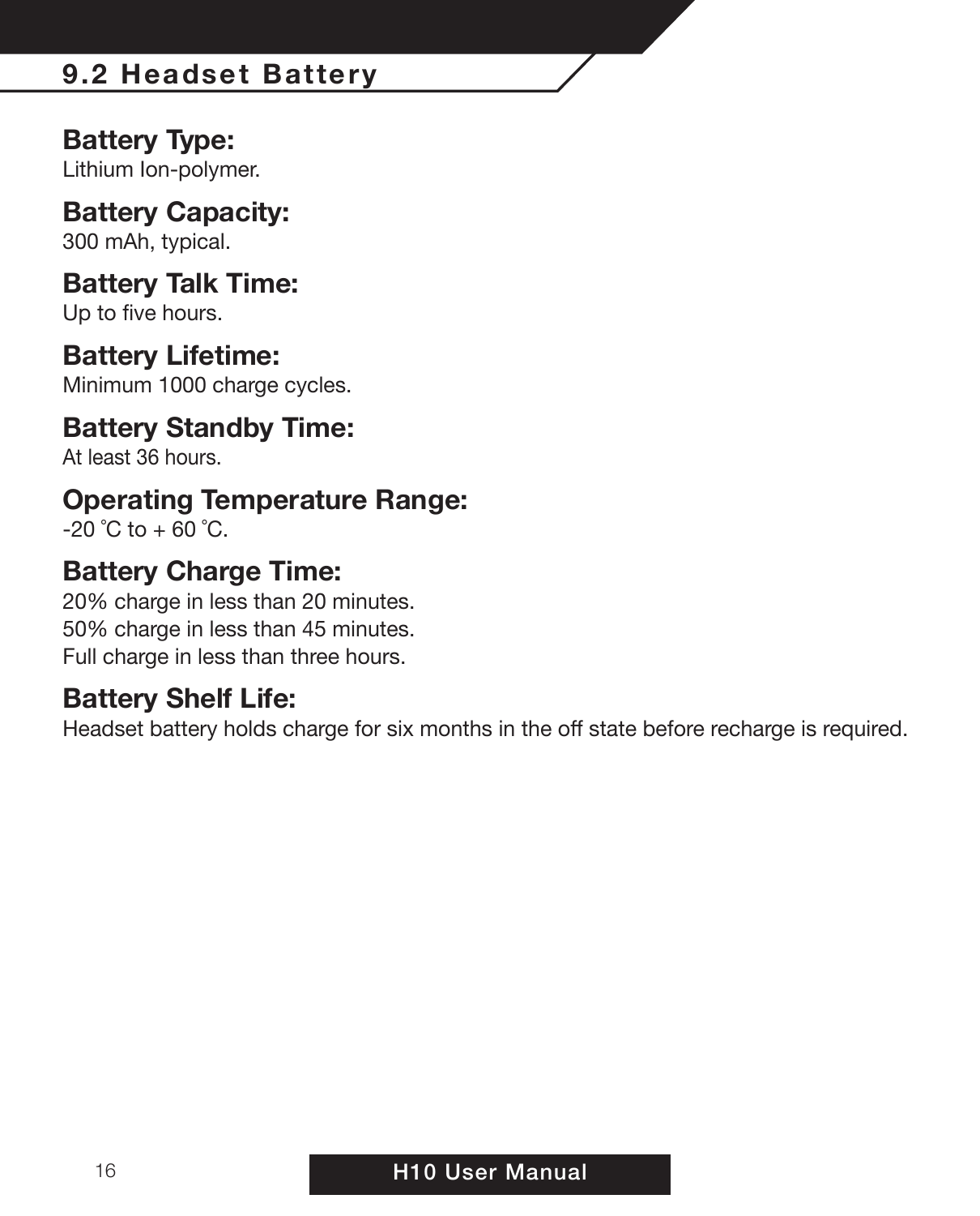## 9.2 Headset Battery

### Battery Type:
Lithium Ion-polymer.

### Battery Capacity:
300 mAh, typical.

### Battery Talk Time:
Up to five hours.

### Battery Lifetime:
Minimum 1000 charge cycles.

### Battery Standby Time:
At least 36 hours.

### Operating Temperature Range:
-20 ˚C to + 60 ˚C.

### Battery Charge Time:
20% charge in less than 20 minutes.
50% charge in less than 45 minutes.
Full charge in less than three hours.

### Battery Shelf Life:
Headset battery holds charge for six months in the off state before recharge is required.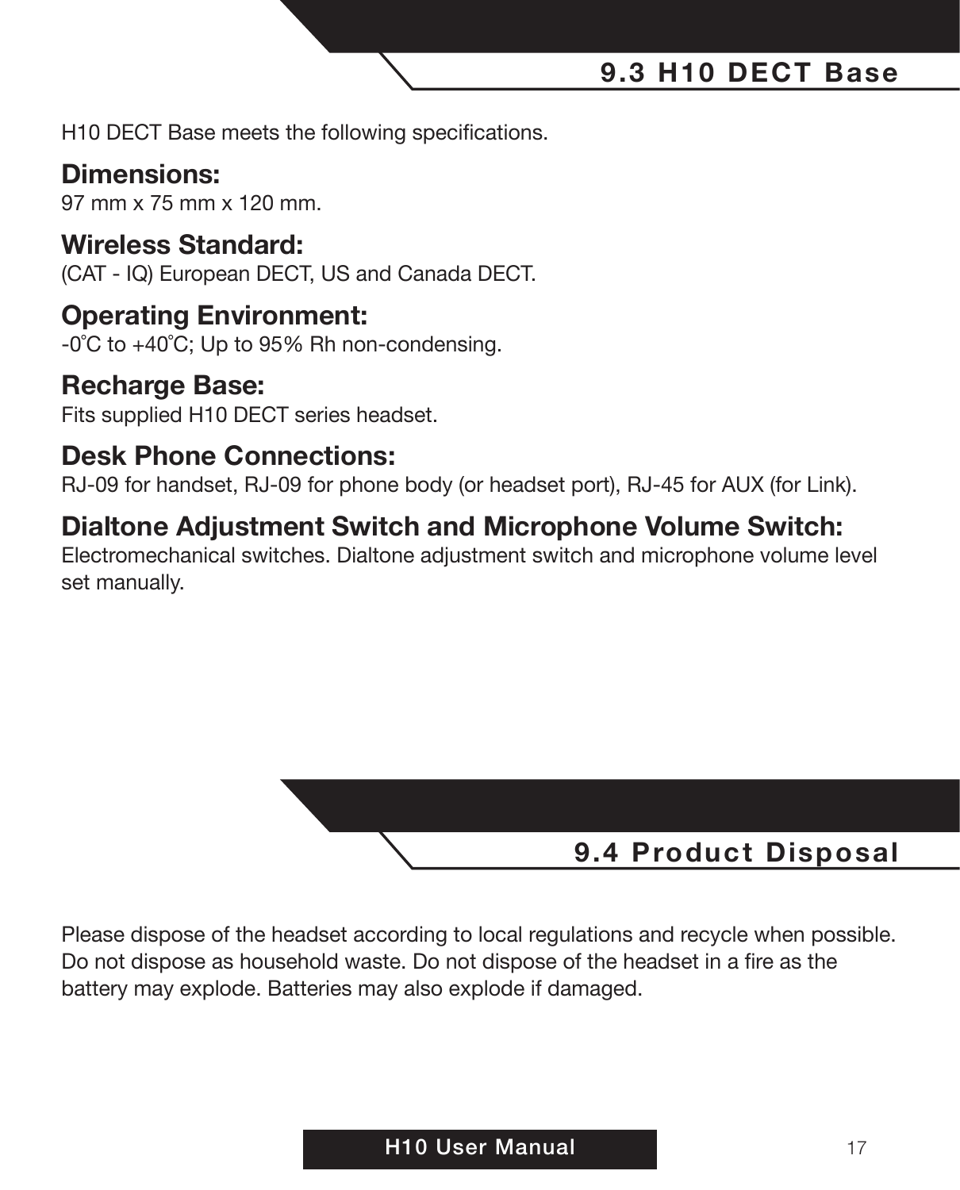## 9.3 H10 DECT Base

H10 DECT Base meets the following specifications.

### Dimensions:

97 mm x 75 mm x 120 mm.

### Wireless Standard:

(CAT - IQ) European DECT, US and Canada DECT.

### Operating Environment:

-0˚C to +40˚C; Up to 95% Rh non-condensing.

### Recharge Base:

Fits supplied H10 DECT series headset.

### Desk Phone Connections:

RJ-09 for handset, RJ-09 for phone body (or headset port), RJ-45 for AUX (for Link).

### Dialtone Adjustment Switch and Microphone Volume Switch:

Electromechanical switches. Dialtone adjustment switch and microphone volume level set manually.

## 9.4 Product Disposal

Please dispose of the headset according to local regulations and recycle when possible. Do not dispose as household waste. Do not dispose of the headset in a fire as the battery may explode. Batteries may also explode if damaged.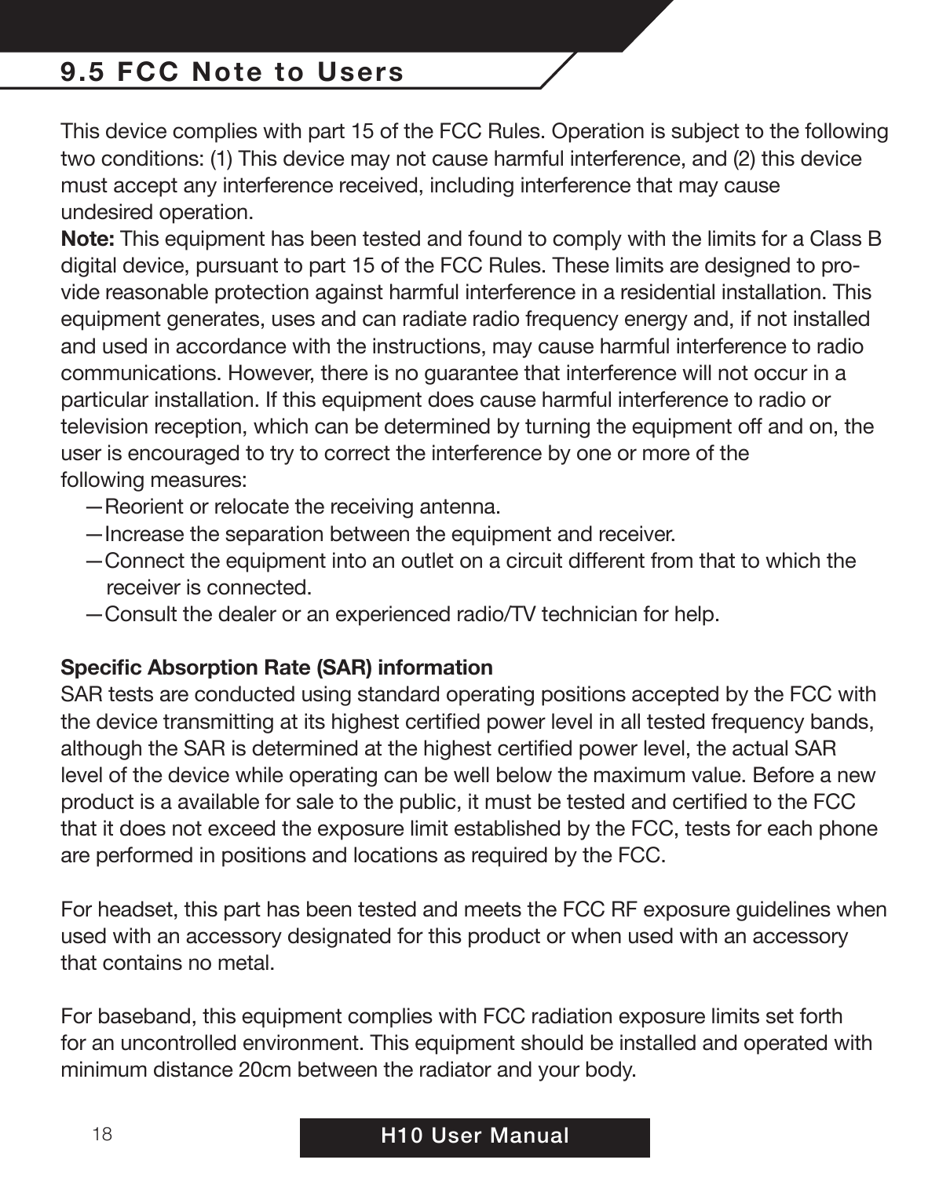## 9.5 FCC Note to Users

This device complies with part 15 of the FCC Rules. Operation is subject to the following two conditions: (1) This device may not cause harmful interference, and (2) this device must accept any interference received, including interference that may cause undesired operation.

**Note:** This equipment has been tested and found to comply with the limits for a Class B digital device, pursuant to part 15 of the FCC Rules. These limits are designed to provide reasonable protection against harmful interference in a residential installation. This equipment generates, uses and can radiate radio frequency energy and, if not installed and used in accordance with the instructions, may cause harmful interference to radio communications. However, there is no guarantee that interference will not occur in a particular installation. If this equipment does cause harmful interference to radio or television reception, which can be determined by turning the equipment off and on, the user is encouraged to try to correct the interference by one or more of the following measures:

- —Reorient or relocate the receiving antenna.
- —Increase the separation between the equipment and receiver.
- —Connect the equipment into an outlet on a circuit different from that to which the receiver is connected.
- —Consult the dealer or an experienced radio/TV technician for help.

**Specific Absorption Rate (SAR) information**

SAR tests are conducted using standard operating positions accepted by the FCC with the device transmitting at its highest certified power level in all tested frequency bands, although the SAR is determined at the highest certified power level, the actual SAR level of the device while operating can be well below the maximum value. Before a new product is a available for sale to the public, it must be tested and certified to the FCC that it does not exceed the exposure limit established by the FCC, tests for each phone are performed in positions and locations as required by the FCC.

For headset, this part has been tested and meets the FCC RF exposure guidelines when used with an accessory designated for this product or when used with an accessory that contains no metal.

For baseband, this equipment complies with FCC radiation exposure limits set forth for an uncontrolled environment. This equipment should be installed and operated with minimum distance 20cm between the radiator and your body.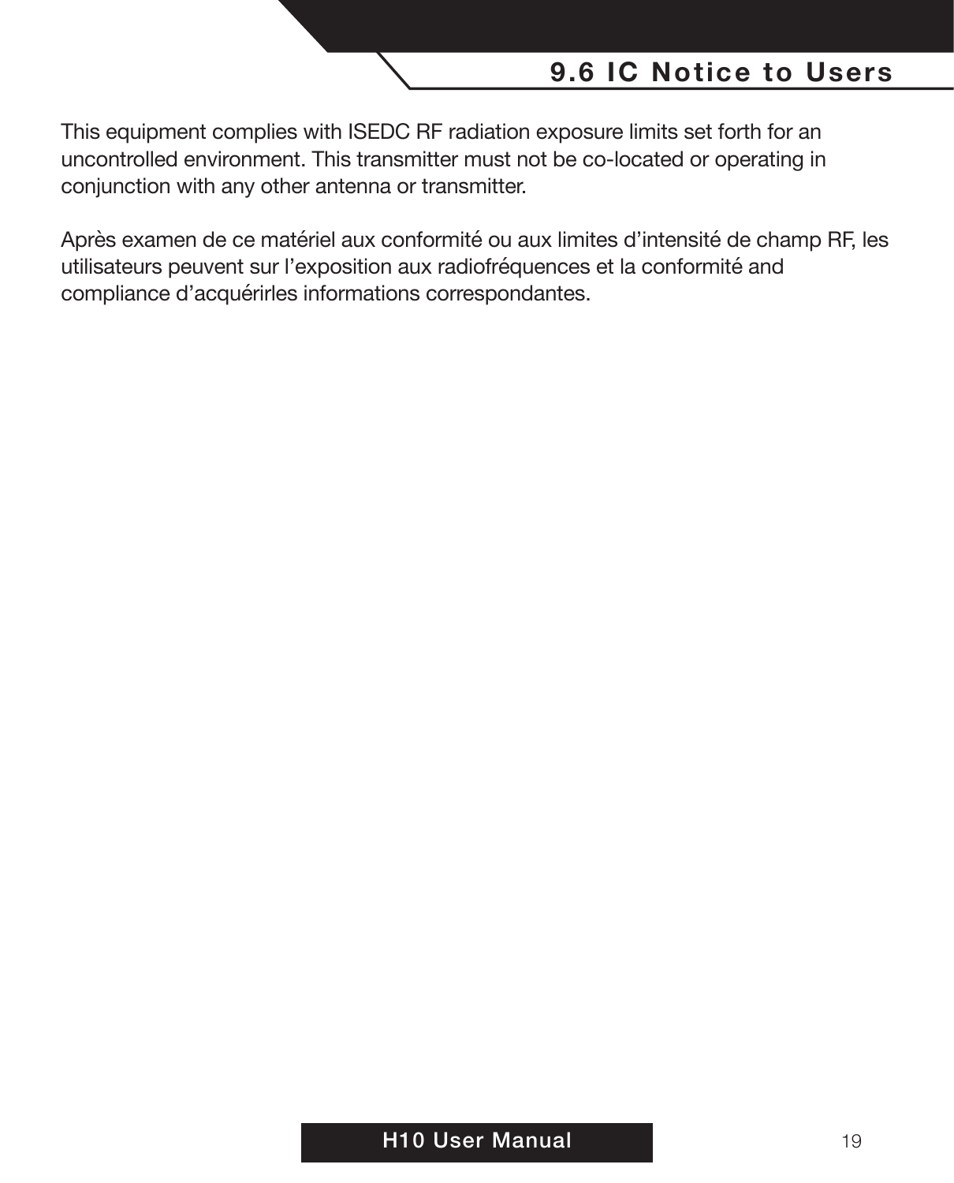## 9.6 IC Notice to Users

This equipment complies with ISEDC RF radiation exposure limits set forth for an uncontrolled environment. This transmitter must not be co-located or operating in conjunction with any other antenna or transmitter.

Après examen de ce matériel aux conformité ou aux limites d'intensité de champ RF, les utilisateurs peuvent sur l'exposition aux radiofréquences et la conformité and compliance d'acquérirles informations correspondantes.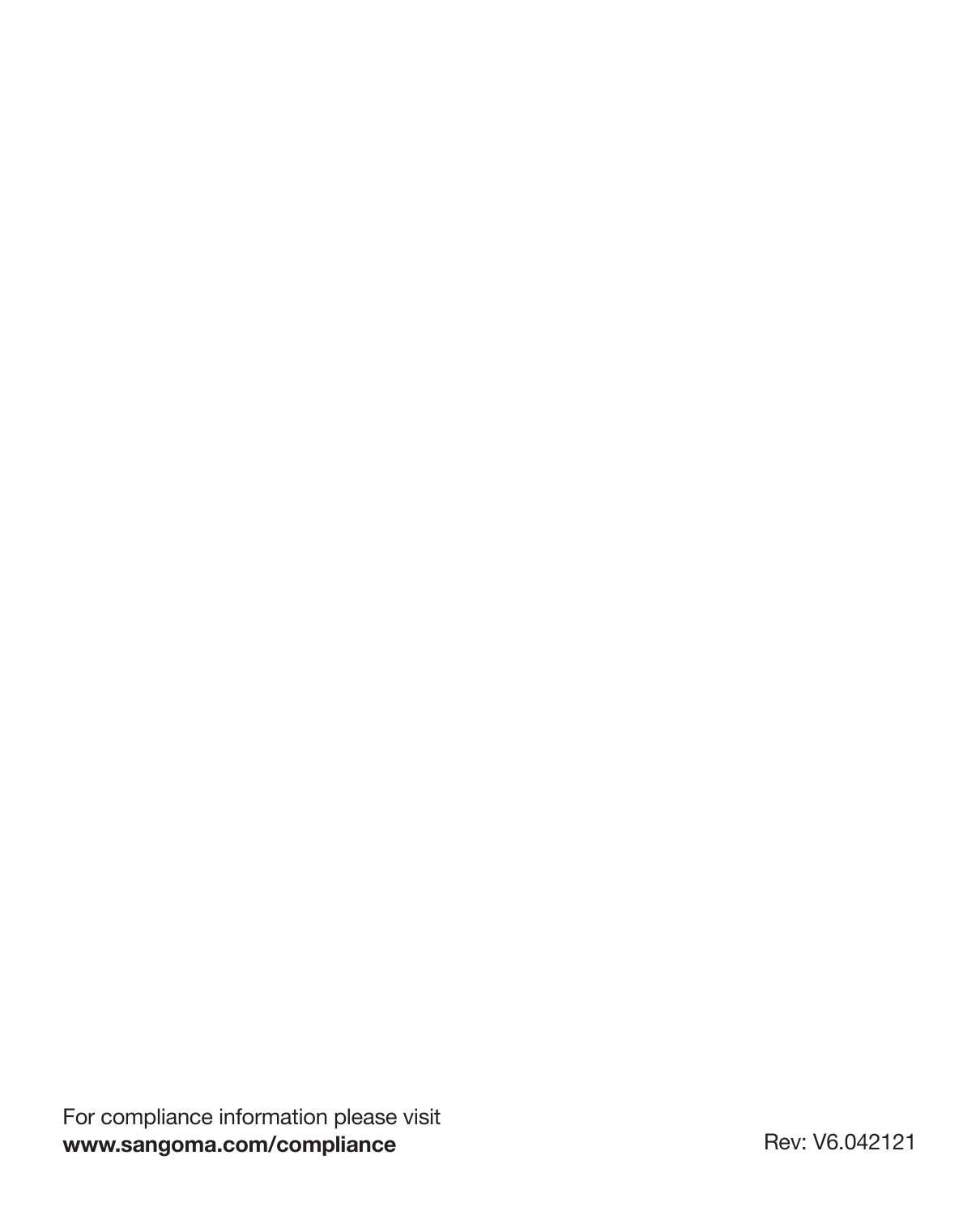For compliance information please visit
**www.sangoma.com/compliance**

Rev: V6.042121